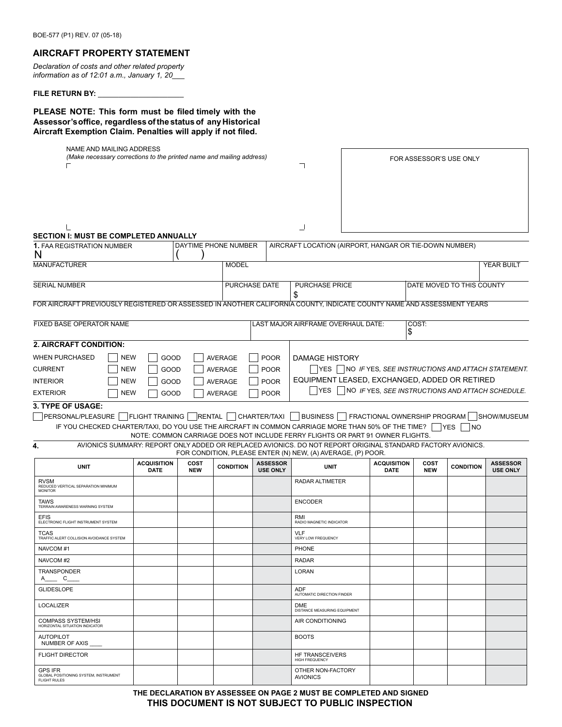BOE-577 (P1) REV. 07 (05-18)

# AIRCRAFT PROPERTY STATEMENT

*Declaration of costs and other related property information as of 12:01 a.m., January 1, 20___*

**FILE RETURN BY:** ____________________

**PLEASE NOTE: This form must be filed timely with the Assessor's office, regardless of the status of any Historical Aircraft Exemption Claim. Penalties will apply if not filed.**

NAME AND MAILING ADDRESS
*(Make necessary corrections to the printed name and mailing address)*

FOR ASSESSOR'S USE ONLY

## SECTION I: MUST BE COMPLETED ANNUALLY

| **1.** FAA REGISTRATION NUMBER | DAYTIME PHONE NUMBER | AIRCRAFT LOCATION (AIRPORT, HANGAR OR TIE-DOWN NUMBER) | |
|---|---|---|---|
| N | ( ) | | |
| MANUFACTURER | MODEL | | YEAR BUILT |
| SERIAL NUMBER | PURCHASE DATE | PURCHASE PRICE $ | DATE MOVED TO THIS COUNTY |

FOR AIRCRAFT PREVIOUSLY REGISTERED OR ASSESSED IN ANOTHER CALIFORNIA COUNTY, INDICATE COUNTY NAME AND ASSESSMENT YEARS

| FIXED BASE OPERATOR NAME | LAST MAJOR AIRFRAME OVERHAUL DATE: | COST: $ |
|---|---|---|

**2. AIRCRAFT CONDITION:**

| | | | | |
|---|---|---|---|---|
| WHEN PURCHASED | ☐ NEW | ☐ GOOD | ☐ AVERAGE | ☐ POOR |
| CURRENT | ☐ NEW | ☐ GOOD | ☐ AVERAGE | ☐ POOR |
| INTERIOR | ☐ NEW | ☐ GOOD | ☐ AVERAGE | ☐ POOR |
| EXTERIOR | ☐ NEW | ☐ GOOD | ☐ AVERAGE | ☐ POOR |

DAMAGE HISTORY
☐ YES ☐ NO *IF YES, SEE INSTRUCTIONS AND ATTACH STATEMENT.*

EQUIPMENT LEASED, EXCHANGED, ADDED OR RETIRED
☐ YES ☐ NO *IF YES, SEE INSTRUCTIONS AND ATTACH SCHEDULE.*

**3. TYPE OF USAGE:**

☐ PERSONAL/PLEASURE ☐ FLIGHT TRAINING ☐ RENTAL ☐ CHARTER/TAXI ☐ BUSINESS ☐ FRACTIONAL OWNERSHIP PROGRAM ☐ SHOW/MUSEUM

IF YOU CHECKED CHARTER/TAXI, DO YOU USE THE AIRCRAFT IN COMMON CARRIAGE MORE THAN 50% OF THE TIME? ☐ YES ☐ NO
NOTE: COMMON CARRIAGE DOES NOT INCLUDE FERRY FLIGHTS OR PART 91 OWNER FLIGHTS.

**4.** AVIONICS SUMMARY: REPORT ONLY ADDED OR REPLACED AVIONICS. DO NOT REPORT ORIGINAL STANDARD FACTORY AVIONICS. FOR CONDITION, PLEASE ENTER (N) NEW, (A) AVERAGE, (P) POOR.

| UNIT | ACQUISITION DATE | COST NEW | CONDITION | ASSESSOR USE ONLY | UNIT | ACQUISITION DATE | COST NEW | CONDITION | ASSESSOR USE ONLY |
|---|---|---|---|---|---|---|---|---|---|
| RVSM REDUCED VERTICAL SEPARATION MINIMUM MONITOR | | | | | RADAR ALTIMETER | | | | |
| TAWS TERRAIN AWARENESS WARNING SYSTEM | | | | | ENCODER | | | | |
| EFIS ELECTRONIC FLIGHT INSTRUMENT SYSTEM | | | | | RMI RADIO MAGNETIC INDICATOR | | | | |
| TCAS TRAFFIC ALERT COLLISION AVOIDANCE SYSTEM | | | | | VLF VERY LOW FREQUENCY | | | | |
| NAVCOM #1 | | | | | PHONE | | | | |
| NAVCOM #2 | | | | | RADAR | | | | |
| TRANSPONDER A____ C____ | | | | | LORAN | | | | |
| GLIDESLOPE | | | | | ADF AUTOMATIC DIRECTION FINDER | | | | |
| LOCALIZER | | | | | DME DISTANCE MEASURING EQUIPMENT | | | | |
| COMPASS SYSTEM/HSI HORIZONTAL SITUATION INDICATOR | | | | | AIR CONDITIONING | | | | |
| AUTOPILOT NUMBER OF AXIS ____ | | | | | BOOTS | | | | |
| FLIGHT DIRECTOR | | | | | HF TRANSCEIVERS HIGH FREQUENCY | | | | |
| GPS IFR GLOBAL POSITIONING SYSTEM, INSTRUMENT FLIGHT RULES | | | | | OTHER NON-FACTORY AVIONICS | | | | |

**THE DECLARATION BY ASSESSEE ON PAGE 2 MUST BE COMPLETED AND SIGNED**

**THIS DOCUMENT IS NOT SUBJECT TO PUBLIC INSPECTION**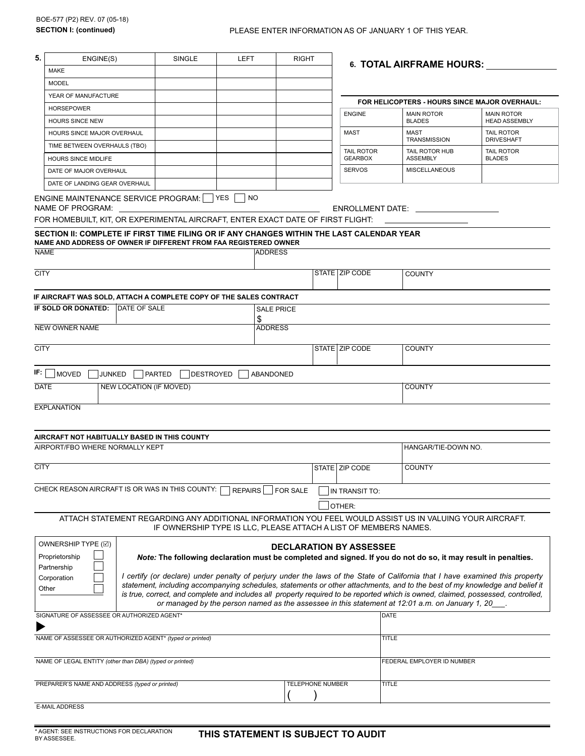BOE-577 (P2) REV. 07 (05-18)

**SECTION I: (continued)**

PLEASE ENTER INFORMATION AS OF JANUARY 1 OF THIS YEAR.

**5.**

| ENGINE(S) | SINGLE | LEFT | RIGHT |
|---|---|---|---|
| MAKE | | | |
| MODEL | | | |
| YEAR OF MANUFACTURE | | | |
| HORSEPOWER | | | |
| HOURS SINCE NEW | | | |
| HOURS SINCE MAJOR OVERHAUL | | | |
| TIME BETWEEN OVERHAULS (TBO) | | | |
| HOURS SINCE MIDLIFE | | | |
| DATE OF MAJOR OVERHAUL | | | |
| DATE OF LANDING GEAR OVERHAUL | | | |

**6. TOTAL AIRFRAME HOURS:** ______________

**FOR HELICOPTERS - HOURS SINCE MAJOR OVERHAUL:**

| | | |
|---|---|---|
| ENGINE | MAIN ROTOR BLADES | MAIN ROTOR HEAD ASSEMBLY |
| MAST | MAST TRANSMISSION | TAIL ROTOR DRIVESHAFT |
| TAIL ROTOR GEARBOX | TAIL ROTOR HUB ASSEMBLY | TAIL ROTOR BLADES |
| SERVOS | MISCELLANEOUS | |

ENGINE MAINTENANCE SERVICE PROGRAM: ☐ YES ☐ NO

NAME OF PROGRAM: ______________________________ ENROLLMENT DATE: ______________

FOR HOMEBUILT, KIT, OR EXPERIMENTAL AIRCRAFT, ENTER EXACT DATE OF FIRST FLIGHT: ______________

## SECTION II: COMPLETE IF FIRST TIME FILING OR IF ANY CHANGES WITHIN THE LAST CALENDAR YEAR

**NAME AND ADDRESS OF OWNER IF DIFFERENT FROM FAA REGISTERED OWNER**

| NAME | ADDRESS | | |
|---|---|---|---|
| CITY | STATE | ZIP CODE | COUNTY |

**IF AIRCRAFT WAS SOLD, ATTACH A COMPLETE COPY OF THE SALES CONTRACT**

| IF SOLD OR DONATED: | DATE OF SALE | SALE PRICE $ | | |
|---|---|---|---|---|
| NEW OWNER NAME | | ADDRESS | | |
| CITY | | STATE | ZIP CODE | COUNTY |

IF: ☐ MOVED ☐ JUNKED ☐ PARTED ☐ DESTROYED ☐ ABANDONED

| DATE | NEW LOCATION (IF MOVED) | COUNTY |
|---|---|---|
| | | |

EXPLANATION

**AIRCRAFT NOT HABITUALLY BASED IN THIS COUNTY**

| AIRPORT/FBO WHERE NORMALLY KEPT | | | HANGAR/TIE-DOWN NO. |
|---|---|---|---|
| CITY | STATE | ZIP CODE | COUNTY |

CHECK REASON AIRCRAFT IS OR WAS IN THIS COUNTY: ☐ REPAIRS ☐ FOR SALE ☐ IN TRANSIT TO:

☐ OTHER:

ATTACH STATEMENT REGARDING ANY ADDITIONAL INFORMATION YOU FEEL WOULD ASSIST US IN VALUING YOUR AIRCRAFT. IF OWNERSHIP TYPE IS LLC, PLEASE ATTACH A LIST OF MEMBERS NAMES.

OWNERSHIP TYPE (☑)

- Proprietorship ☐
- Partnership ☐
- Corporation ☐
- Other ☐

### DECLARATION BY ASSESSEE

***Note:* The following declaration must be completed and signed. If you do not do so, it may result in penalties.**

*I certify (or declare) under penalty of perjury under the laws of the State of California that I have examined this property statement, including accompanying schedules, statements or other attachments, and to the best of my knowledge and belief it is true, correct, and complete and includes all property required to be reported which is owned, claimed, possessed, controlled, or managed by the person named as the assessee in this statement at 12:01 a.m. on January 1, 20___.*

| SIGNATURE OF ASSESSEE OR AUTHORIZED AGENT* ▶ | | DATE |
|---|---|---|
| NAME OF ASSESSEE OR AUTHORIZED AGENT* *(typed or printed)* | | TITLE |
| NAME OF LEGAL ENTITY *(other than DBA) (typed or printed)* | | FEDERAL EMPLOYER ID NUMBER |
| PREPARER'S NAME AND ADDRESS *(typed or printed)* | TELEPHONE NUMBER ( ) | TITLE |
| E-MAIL ADDRESS | | |

\* AGENT: SEE INSTRUCTIONS FOR DECLARATION BY ASSESSEE.

**THIS STATEMENT IS SUBJECT TO AUDIT**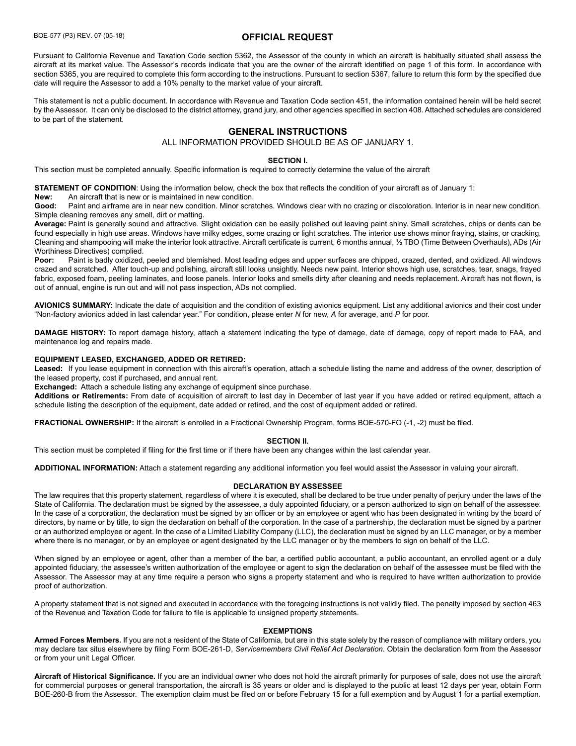# OFFICIAL REQUEST

Pursuant to California Revenue and Taxation Code section 5362, the Assessor of the county in which an aircraft is habitually situated shall assess the aircraft at its market value. The Assessor's records indicate that you are the owner of the aircraft identified on page 1 of this form. In accordance with section 5365, you are required to complete this form according to the instructions. Pursuant to section 5367, failure to return this form by the specified due date will require the Assessor to add a 10% penalty to the market value of your aircraft.

This statement is not a public document. In accordance with Revenue and Taxation Code section 451, the information contained herein will be held secret by the Assessor. It can only be disclosed to the district attorney, grand jury, and other agencies specified in section 408. Attached schedules are considered to be part of the statement.

## GENERAL INSTRUCTIONS

ALL INFORMATION PROVIDED SHOULD BE AS OF JANUARY 1.

### SECTION I.

This section must be completed annually. Specific information is required to correctly determine the value of the aircraft

**STATEMENT OF CONDITION**: Using the information below, check the box that reflects the condition of your aircraft as of January 1:

**New:** An aircraft that is new or is maintained in new condition.

**Good:** Paint and airframe are in near new condition. Minor scratches. Windows clear with no crazing or discoloration. Interior is in near new condition. Simple cleaning removes any smell, dirt or matting.

**Average:** Paint is generally sound and attractive. Slight oxidation can be easily polished out leaving paint shiny. Small scratches, chips or dents can be found especially in high use areas. Windows have milky edges, some crazing or light scratches. The interior use shows minor fraying, stains, or cracking. Cleaning and shampooing will make the interior look attractive. Aircraft certificate is current, 6 months annual, ½ TBO (Time Between Overhauls), ADs (Air Worthiness Directives) complied.

**Poor:** Paint is badly oxidized, peeled and blemished. Most leading edges and upper surfaces are chipped, crazed, dented, and oxidized. All windows crazed and scratched. After touch-up and polishing, aircraft still looks unsightly. Needs new paint. Interior shows high use, scratches, tear, snags, frayed fabric, exposed foam, peeling laminates, and loose panels. Interior looks and smells dirty after cleaning and needs replacement. Aircraft has not flown, is out of annual, engine is run out and will not pass inspection, ADs not complied.

**AVIONICS SUMMARY:** Indicate the date of acquisition and the condition of existing avionics equipment. List any additional avionics and their cost under "Non-factory avionics added in last calendar year." For condition, please enter *N* for new, *A* for average, and *P* for poor.

**DAMAGE HISTORY:** To report damage history, attach a statement indicating the type of damage, date of damage, copy of report made to FAA, and maintenance log and repairs made.

**EQUIPMENT LEASED, EXCHANGED, ADDED OR RETIRED:**

**Leased:** If you lease equipment in connection with this aircraft's operation, attach a schedule listing the name and address of the owner, description of the leased property, cost if purchased, and annual rent.

**Exchanged:** Attach a schedule listing any exchange of equipment since purchase.

**Additions or Retirements:** From date of acquisition of aircraft to last day in December of last year if you have added or retired equipment, attach a schedule listing the description of the equipment, date added or retired, and the cost of equipment added or retired.

**FRACTIONAL OWNERSHIP:** If the aircraft is enrolled in a Fractional Ownership Program, forms BOE-570-FO (-1, -2) must be filed.

### SECTION II.

This section must be completed if filing for the first time or if there have been any changes within the last calendar year.

**ADDITIONAL INFORMATION:** Attach a statement regarding any additional information you feel would assist the Assessor in valuing your aircraft.

### DECLARATION BY ASSESSEE

The law requires that this property statement, regardless of where it is executed, shall be declared to be true under penalty of perjury under the laws of the State of California. The declaration must be signed by the assessee, a duly appointed fiduciary, or a person authorized to sign on behalf of the assessee. In the case of a corporation, the declaration must be signed by an officer or by an employee or agent who has been designated in writing by the board of directors, by name or by title, to sign the declaration on behalf of the corporation. In the case of a partnership, the declaration must be signed by a partner or an authorized employee or agent. In the case of a Limited Liability Company (LLC), the declaration must be signed by an LLC manager, or by a member where there is no manager, or by an employee or agent designated by the LLC manager or by the members to sign on behalf of the LLC.

When signed by an employee or agent, other than a member of the bar, a certified public accountant, a public accountant, an enrolled agent or a duly appointed fiduciary, the assessee's written authorization of the employee or agent to sign the declaration on behalf of the assessee must be filed with the Assessor. The Assessor may at any time require a person who signs a property statement and who is required to have written authorization to provide proof of authorization.

A property statement that is not signed and executed in accordance with the foregoing instructions is not validly filed. The penalty imposed by section 463 of the Revenue and Taxation Code for failure to file is applicable to unsigned property statements.

### EXEMPTIONS

**Armed Forces Members.** If you are not a resident of the State of California, but are in this state solely by the reason of compliance with military orders, you may declare tax situs elsewhere by filing Form BOE-261-D, *Servicemembers Civil Relief Act Declaration*. Obtain the declaration form from the Assessor or from your unit Legal Officer.

**Aircraft of Historical Significance.** If you are an individual owner who does not hold the aircraft primarily for purposes of sale, does not use the aircraft for commercial purposes or general transportation, the aircraft is 35 years or older and is displayed to the public at least 12 days per year, obtain Form BOE-260-B from the Assessor. The exemption claim must be filed on or before February 15 for a full exemption and by August 1 for a partial exemption.